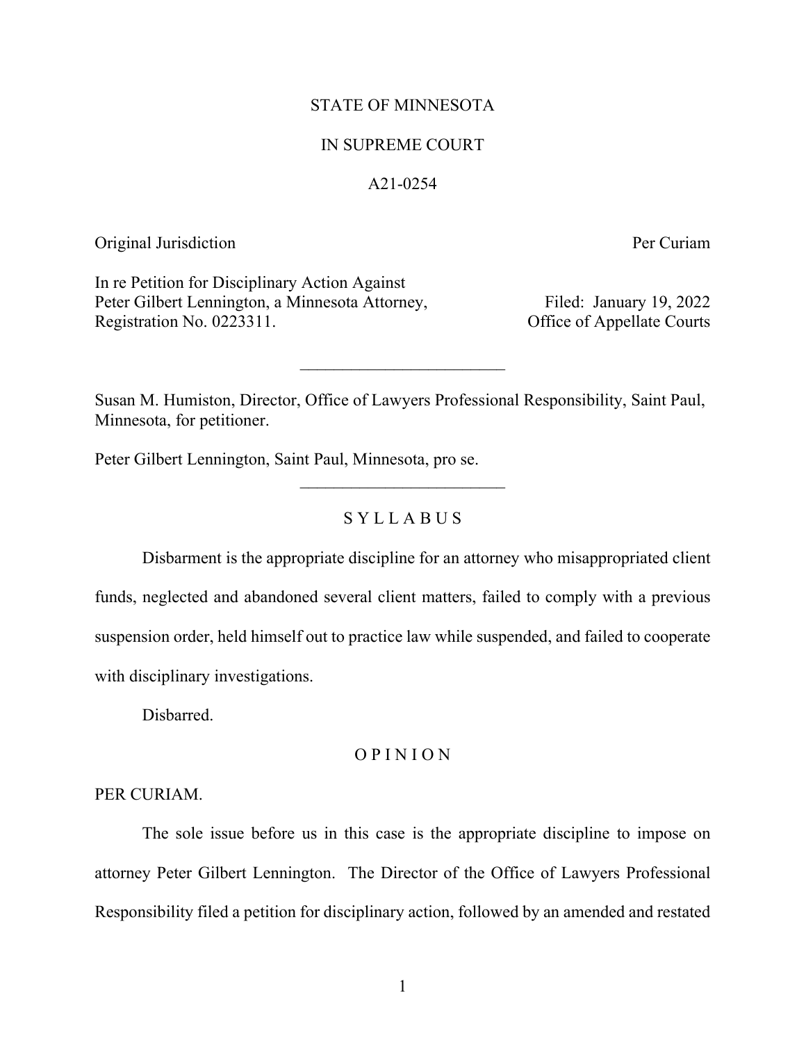STATE OF MINNESOTA

IN SUPREME COURT

A21-0254

Original Jurisdiction — Per Curiam

In re Petition for Disciplinary Action Against
Peter Gilbert Lennington, a Minnesota Attorney,
Registration No. 0223311.

Filed: January 19, 2022
Office of Appellate Courts

---

Susan M. Humiston, Director, Office of Lawyers Professional Responsibility, Saint Paul, Minnesota, for petitioner.

Peter Gilbert Lennington, Saint Paul, Minnesota, pro se.

---

## S Y L L A B U S

Disbarment is the appropriate discipline for an attorney who misappropriated client funds, neglected and abandoned several client matters, failed to comply with a previous suspension order, held himself out to practice law while suspended, and failed to cooperate with disciplinary investigations.

Disbarred.

## O P I N I O N

PER CURIAM.

The sole issue before us in this case is the appropriate discipline to impose on attorney Peter Gilbert Lennington. The Director of the Office of Lawyers Professional Responsibility filed a petition for disciplinary action, followed by an amended and restated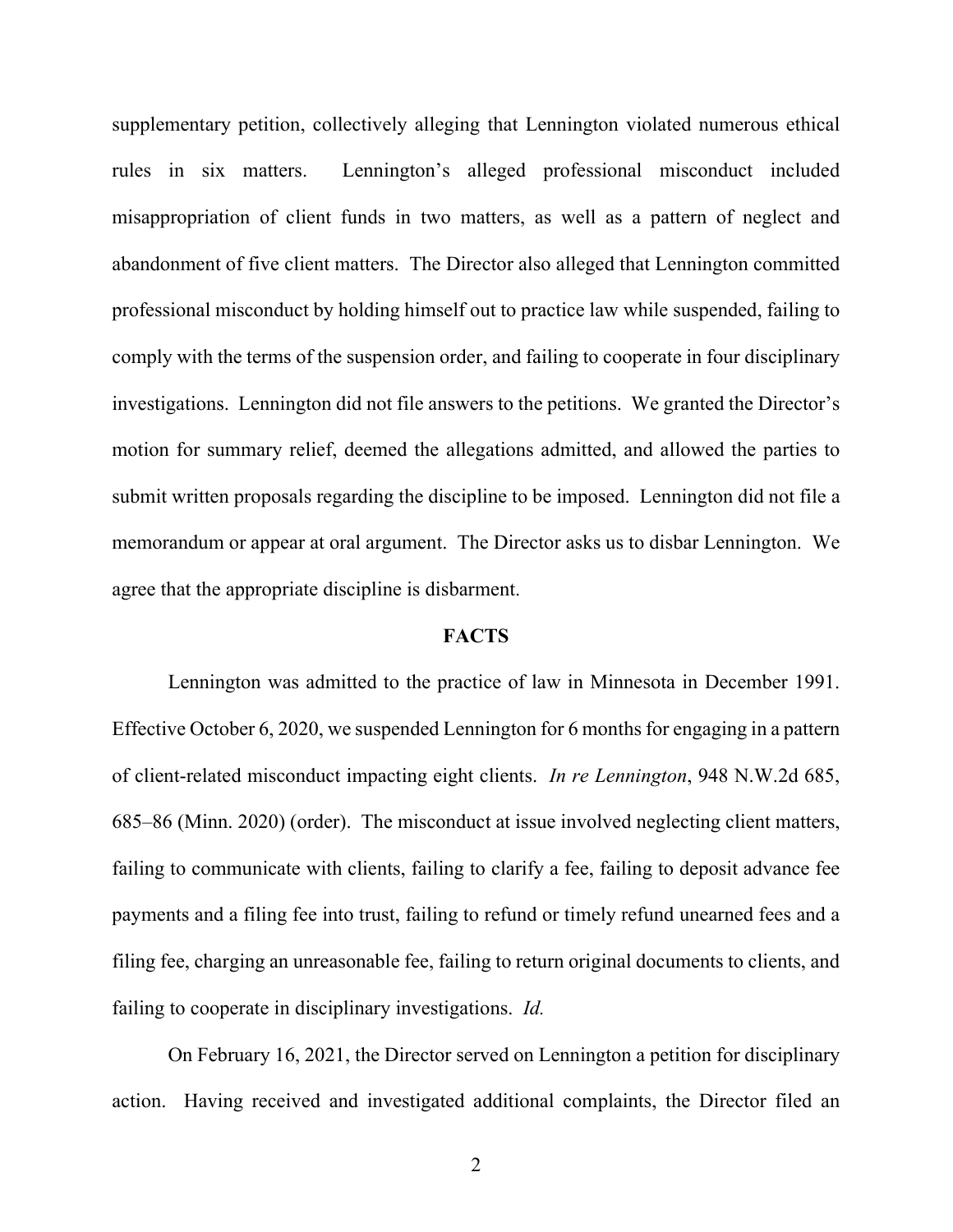supplementary petition, collectively alleging that Lennington violated numerous ethical rules in six matters. Lennington's alleged professional misconduct included misappropriation of client funds in two matters, as well as a pattern of neglect and abandonment of five client matters. The Director also alleged that Lennington committed professional misconduct by holding himself out to practice law while suspended, failing to comply with the terms of the suspension order, and failing to cooperate in four disciplinary investigations. Lennington did not file answers to the petitions. We granted the Director's motion for summary relief, deemed the allegations admitted, and allowed the parties to submit written proposals regarding the discipline to be imposed. Lennington did not file a memorandum or appear at oral argument. The Director asks us to disbar Lennington. We agree that the appropriate discipline is disbarment.

## FACTS

Lennington was admitted to the practice of law in Minnesota in December 1991. Effective October 6, 2020, we suspended Lennington for 6 months for engaging in a pattern of client-related misconduct impacting eight clients. *In re Lennington*, 948 N.W.2d 685, 685–86 (Minn. 2020) (order). The misconduct at issue involved neglecting client matters, failing to communicate with clients, failing to clarify a fee, failing to deposit advance fee payments and a filing fee into trust, failing to refund or timely refund unearned fees and a filing fee, charging an unreasonable fee, failing to return original documents to clients, and failing to cooperate in disciplinary investigations. *Id.*

On February 16, 2021, the Director served on Lennington a petition for disciplinary action. Having received and investigated additional complaints, the Director filed an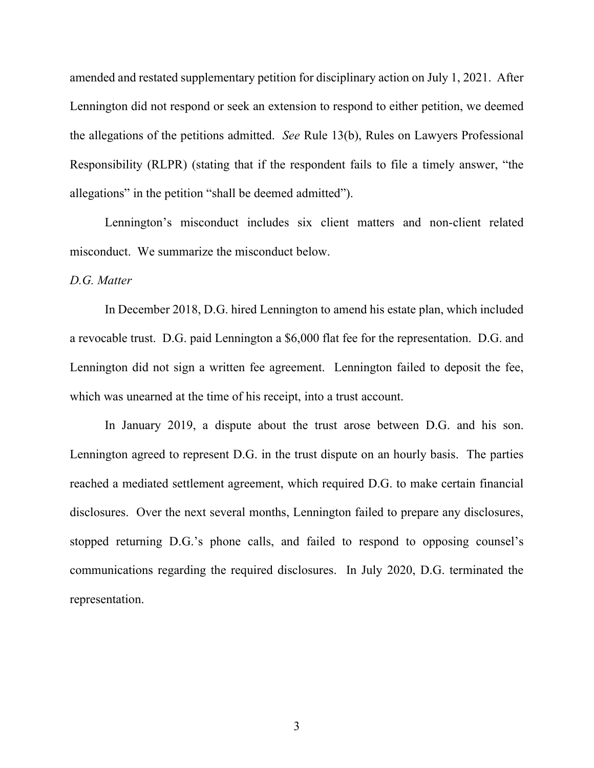amended and restated supplementary petition for disciplinary action on July 1, 2021. After Lennington did not respond or seek an extension to respond to either petition, we deemed the allegations of the petitions admitted. *See* Rule 13(b), Rules on Lawyers Professional Responsibility (RLPR) (stating that if the respondent fails to file a timely answer, "the allegations" in the petition "shall be deemed admitted").

Lennington's misconduct includes six client matters and non-client related misconduct. We summarize the misconduct below.

*D.G. Matter*

In December 2018, D.G. hired Lennington to amend his estate plan, which included a revocable trust. D.G. paid Lennington a $6,000 flat fee for the representation. D.G. and Lennington did not sign a written fee agreement. Lennington failed to deposit the fee, which was unearned at the time of his receipt, into a trust account.

In January 2019, a dispute about the trust arose between D.G. and his son. Lennington agreed to represent D.G. in the trust dispute on an hourly basis. The parties reached a mediated settlement agreement, which required D.G. to make certain financial disclosures. Over the next several months, Lennington failed to prepare any disclosures, stopped returning D.G.'s phone calls, and failed to respond to opposing counsel's communications regarding the required disclosures. In July 2020, D.G. terminated the representation.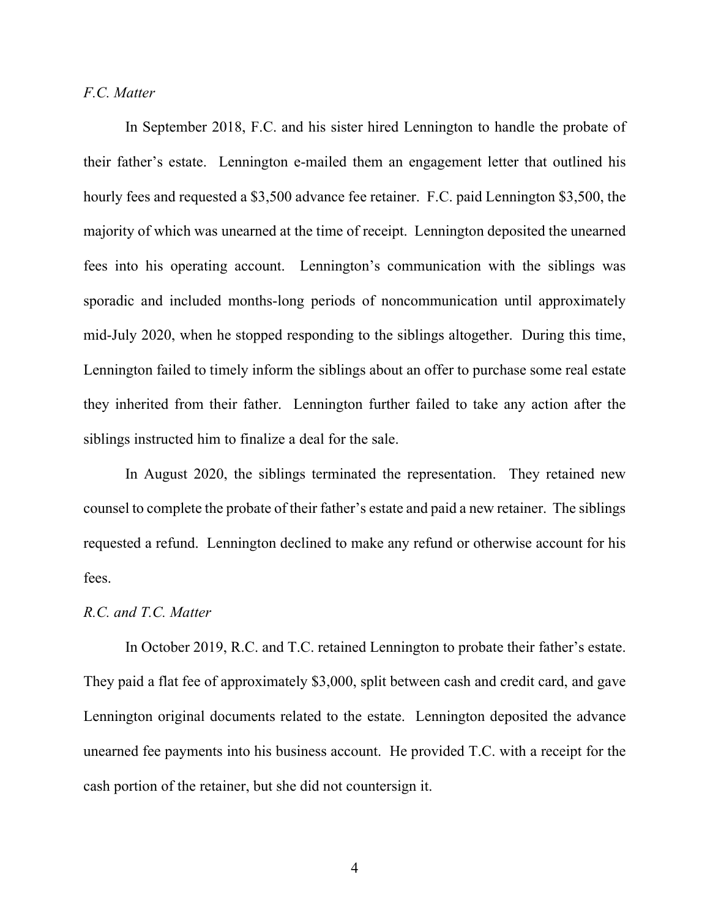*F.C. Matter*

In September 2018, F.C. and his sister hired Lennington to handle the probate of their father's estate. Lennington e-mailed them an engagement letter that outlined his hourly fees and requested a $3,500 advance fee retainer. F.C. paid Lennington $3,500, the majority of which was unearned at the time of receipt. Lennington deposited the unearned fees into his operating account. Lennington's communication with the siblings was sporadic and included months-long periods of noncommunication until approximately mid-July 2020, when he stopped responding to the siblings altogether. During this time, Lennington failed to timely inform the siblings about an offer to purchase some real estate they inherited from their father. Lennington further failed to take any action after the siblings instructed him to finalize a deal for the sale.

In August 2020, the siblings terminated the representation. They retained new counsel to complete the probate of their father's estate and paid a new retainer. The siblings requested a refund. Lennington declined to make any refund or otherwise account for his fees.

*R.C. and T.C. Matter*

In October 2019, R.C. and T.C. retained Lennington to probate their father's estate. They paid a flat fee of approximately $3,000, split between cash and credit card, and gave Lennington original documents related to the estate. Lennington deposited the advance unearned fee payments into his business account. He provided T.C. with a receipt for the cash portion of the retainer, but she did not countersign it.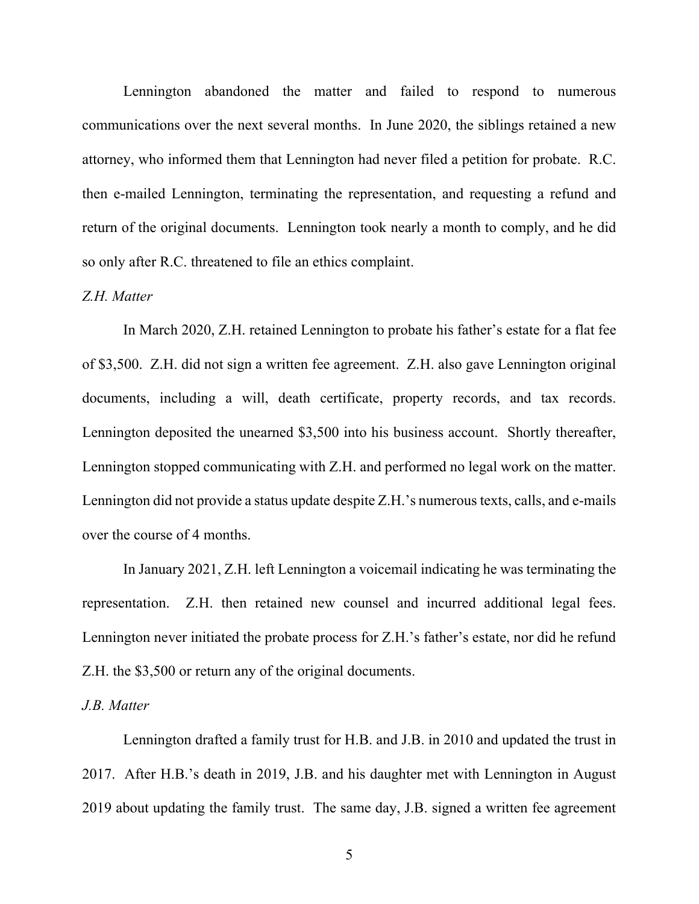Lennington abandoned the matter and failed to respond to numerous communications over the next several months. In June 2020, the siblings retained a new attorney, who informed them that Lennington had never filed a petition for probate. R.C. then e-mailed Lennington, terminating the representation, and requesting a refund and return of the original documents. Lennington took nearly a month to comply, and he did so only after R.C. threatened to file an ethics complaint.

*Z.H. Matter*

In March 2020, Z.H. retained Lennington to probate his father's estate for a flat fee of $3,500. Z.H. did not sign a written fee agreement. Z.H. also gave Lennington original documents, including a will, death certificate, property records, and tax records. Lennington deposited the unearned $3,500 into his business account. Shortly thereafter, Lennington stopped communicating with Z.H. and performed no legal work on the matter. Lennington did not provide a status update despite Z.H.'s numerous texts, calls, and e-mails over the course of 4 months.

In January 2021, Z.H. left Lennington a voicemail indicating he was terminating the representation. Z.H. then retained new counsel and incurred additional legal fees. Lennington never initiated the probate process for Z.H.'s father's estate, nor did he refund Z.H. the $3,500 or return any of the original documents.

*J.B. Matter*

Lennington drafted a family trust for H.B. and J.B. in 2010 and updated the trust in 2017. After H.B.'s death in 2019, J.B. and his daughter met with Lennington in August 2019 about updating the family trust. The same day, J.B. signed a written fee agreement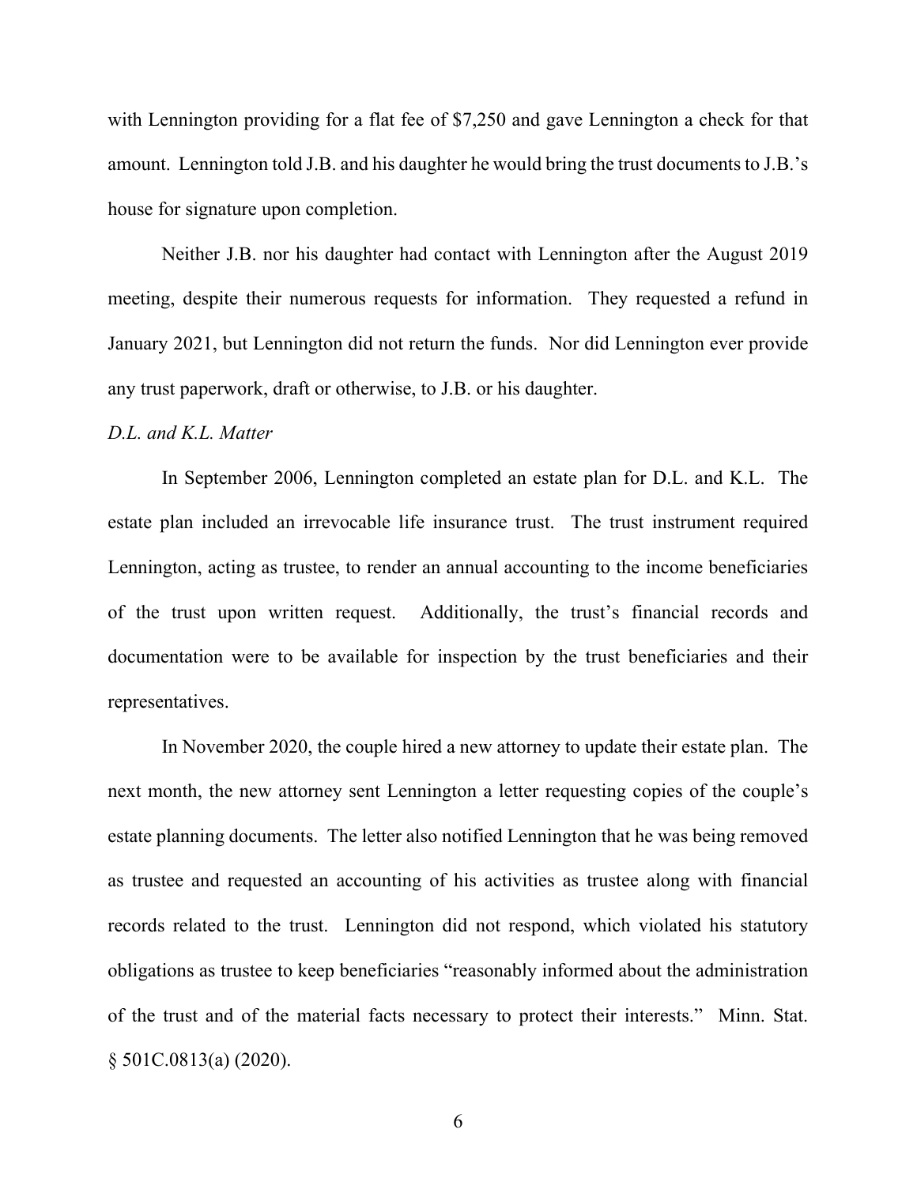with Lennington providing for a flat fee of $7,250 and gave Lennington a check for that amount. Lennington told J.B. and his daughter he would bring the trust documents to J.B.'s house for signature upon completion.

Neither J.B. nor his daughter had contact with Lennington after the August 2019 meeting, despite their numerous requests for information. They requested a refund in January 2021, but Lennington did not return the funds. Nor did Lennington ever provide any trust paperwork, draft or otherwise, to J.B. or his daughter.

*D.L. and K.L. Matter*

In September 2006, Lennington completed an estate plan for D.L. and K.L. The estate plan included an irrevocable life insurance trust. The trust instrument required Lennington, acting as trustee, to render an annual accounting to the income beneficiaries of the trust upon written request. Additionally, the trust's financial records and documentation were to be available for inspection by the trust beneficiaries and their representatives.

In November 2020, the couple hired a new attorney to update their estate plan. The next month, the new attorney sent Lennington a letter requesting copies of the couple's estate planning documents. The letter also notified Lennington that he was being removed as trustee and requested an accounting of his activities as trustee along with financial records related to the trust. Lennington did not respond, which violated his statutory obligations as trustee to keep beneficiaries "reasonably informed about the administration of the trust and of the material facts necessary to protect their interests." Minn. Stat. § 501C.0813(a) (2020).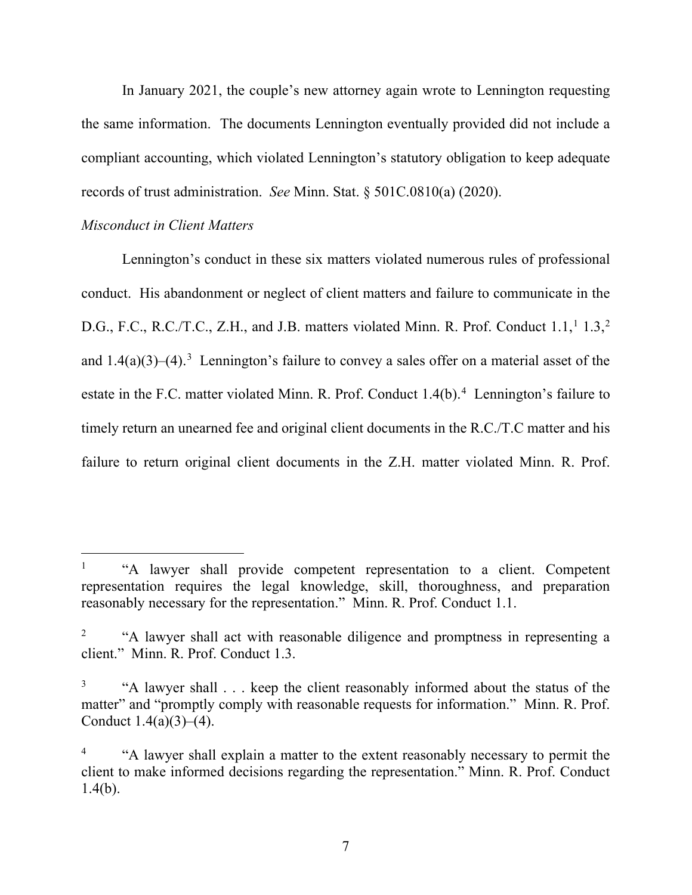In January 2021, the couple's new attorney again wrote to Lennington requesting the same information. The documents Lennington eventually provided did not include a compliant accounting, which violated Lennington's statutory obligation to keep adequate records of trust administration. *See* Minn. Stat. § 501C.0810(a) (2020).

*Misconduct in Client Matters*

Lennington's conduct in these six matters violated numerous rules of professional conduct. His abandonment or neglect of client matters and failure to communicate in the D.G., F.C., R.C./T.C., Z.H., and J.B. matters violated Minn. R. Prof. Conduct 1.1,[1] 1.3,[2] and 1.4(a)(3)–(4).[3] Lennington's failure to convey a sales offer on a material asset of the estate in the F.C. matter violated Minn. R. Prof. Conduct 1.4(b).[4] Lennington's failure to timely return an unearned fee and original client documents in the R.C./T.C matter and his failure to return original client documents in the Z.H. matter violated Minn. R. Prof.

---

[1] "A lawyer shall provide competent representation to a client. Competent representation requires the legal knowledge, skill, thoroughness, and preparation reasonably necessary for the representation." Minn. R. Prof. Conduct 1.1.

[2] "A lawyer shall act with reasonable diligence and promptness in representing a client." Minn. R. Prof. Conduct 1.3.

[3] "A lawyer shall . . . keep the client reasonably informed about the status of the matter" and "promptly comply with reasonable requests for information." Minn. R. Prof. Conduct 1.4(a)(3)–(4).

[4] "A lawyer shall explain a matter to the extent reasonably necessary to permit the client to make informed decisions regarding the representation." Minn. R. Prof. Conduct 1.4(b).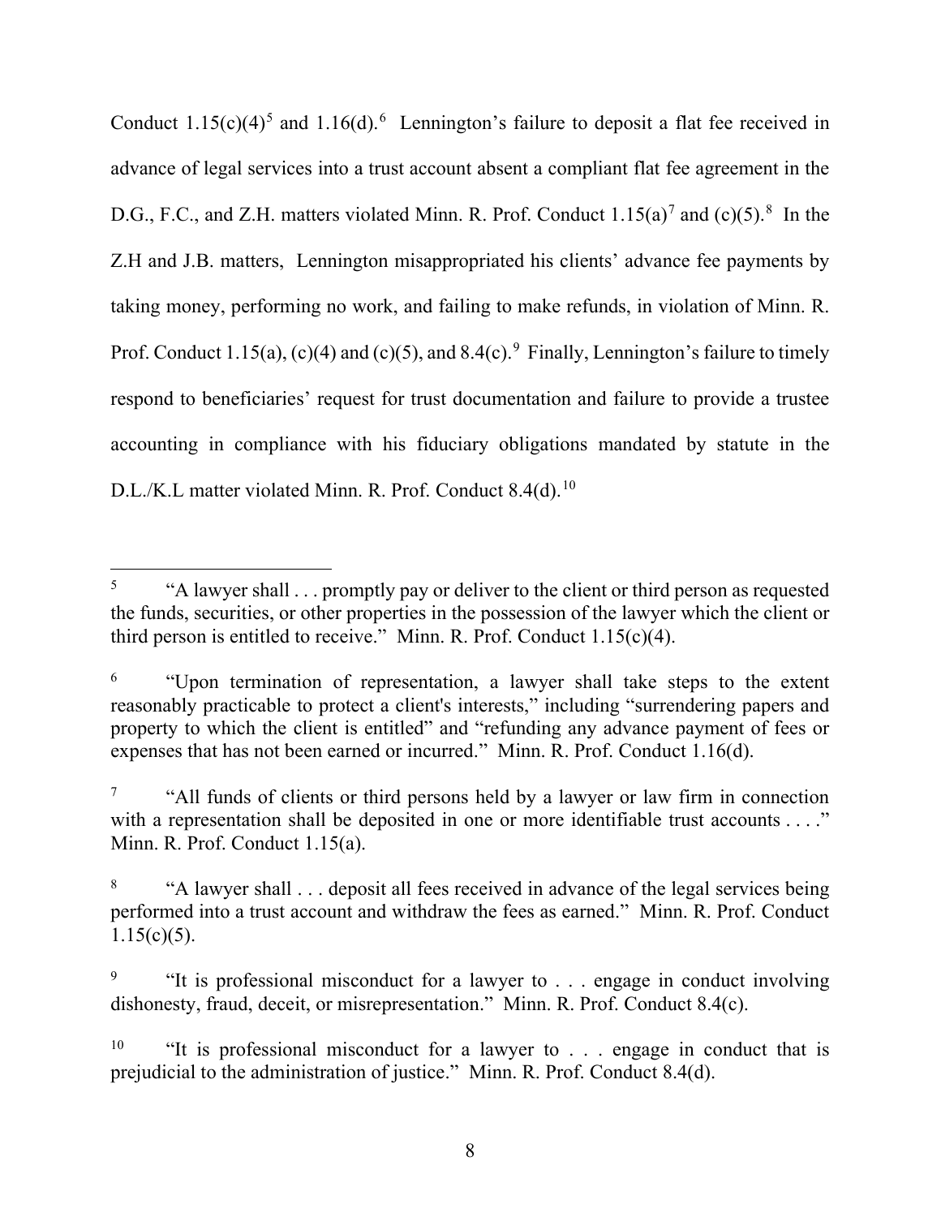Conduct 1.15(c)(4)[5] and 1.16(d).[6] Lennington's failure to deposit a flat fee received in advance of legal services into a trust account absent a compliant flat fee agreement in the D.G., F.C., and Z.H. matters violated Minn. R. Prof. Conduct 1.15(a)[7] and (c)(5).[8] In the Z.H and J.B. matters, Lennington misappropriated his clients' advance fee payments by taking money, performing no work, and failing to make refunds, in violation of Minn. R. Prof. Conduct 1.15(a), (c)(4) and (c)(5), and 8.4(c).[9] Finally, Lennington's failure to timely respond to beneficiaries' request for trust documentation and failure to provide a trustee accounting in compliance with his fiduciary obligations mandated by statute in the D.L./K.L matter violated Minn. R. Prof. Conduct 8.4(d).[10]

---

[5] "A lawyer shall . . . promptly pay or deliver to the client or third person as requested the funds, securities, or other properties in the possession of the lawyer which the client or third person is entitled to receive." Minn. R. Prof. Conduct 1.15(c)(4).

[6] "Upon termination of representation, a lawyer shall take steps to the extent reasonably practicable to protect a client's interests," including "surrendering papers and property to which the client is entitled" and "refunding any advance payment of fees or expenses that has not been earned or incurred." Minn. R. Prof. Conduct 1.16(d).

[7] "All funds of clients or third persons held by a lawyer or law firm in connection with a representation shall be deposited in one or more identifiable trust accounts . . . ." Minn. R. Prof. Conduct 1.15(a).

[8] "A lawyer shall . . . deposit all fees received in advance of the legal services being performed into a trust account and withdraw the fees as earned." Minn. R. Prof. Conduct 1.15(c)(5).

[9] "It is professional misconduct for a lawyer to . . . engage in conduct involving dishonesty, fraud, deceit, or misrepresentation." Minn. R. Prof. Conduct 8.4(c).

[10] "It is professional misconduct for a lawyer to . . . engage in conduct that is prejudicial to the administration of justice." Minn. R. Prof. Conduct 8.4(d).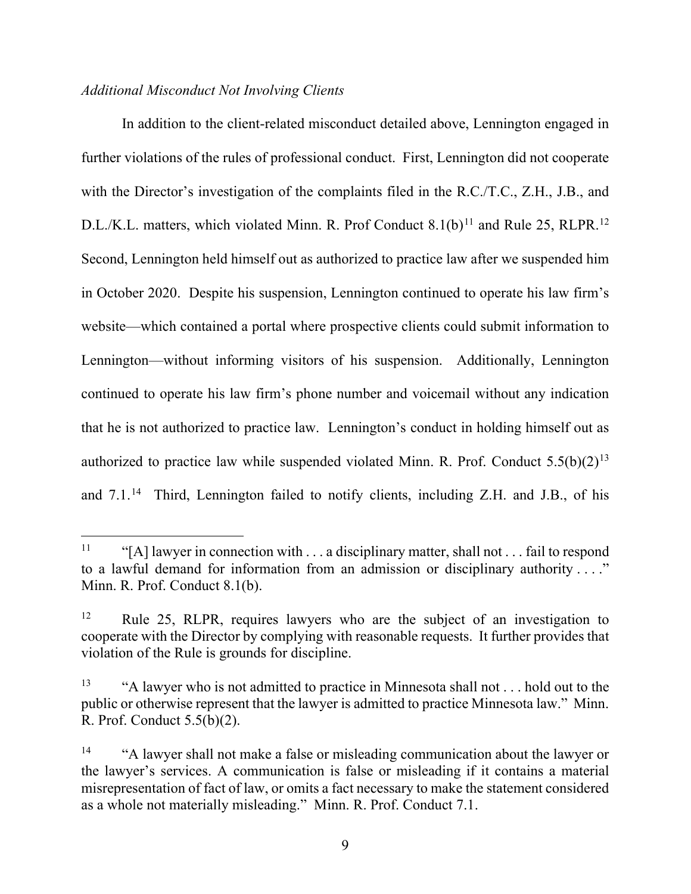*Additional Misconduct Not Involving Clients*

In addition to the client-related misconduct detailed above, Lennington engaged in further violations of the rules of professional conduct. First, Lennington did not cooperate with the Director's investigation of the complaints filed in the R.C./T.C., Z.H., J.B., and D.L./K.L. matters, which violated Minn. R. Prof Conduct 8.1(b)[11] and Rule 25, RLPR.[12] Second, Lennington held himself out as authorized to practice law after we suspended him in October 2020. Despite his suspension, Lennington continued to operate his law firm's website—which contained a portal where prospective clients could submit information to Lennington—without informing visitors of his suspension. Additionally, Lennington continued to operate his law firm's phone number and voicemail without any indication that he is not authorized to practice law. Lennington's conduct in holding himself out as authorized to practice law while suspended violated Minn. R. Prof. Conduct 5.5(b)(2)[13] and 7.1.[14] Third, Lennington failed to notify clients, including Z.H. and J.B., of his

---

[11] "[A] lawyer in connection with . . . a disciplinary matter, shall not . . . fail to respond to a lawful demand for information from an admission or disciplinary authority . . . ." Minn. R. Prof. Conduct 8.1(b).

[12] Rule 25, RLPR, requires lawyers who are the subject of an investigation to cooperate with the Director by complying with reasonable requests. It further provides that violation of the Rule is grounds for discipline.

[13] "A lawyer who is not admitted to practice in Minnesota shall not . . . hold out to the public or otherwise represent that the lawyer is admitted to practice Minnesota law." Minn. R. Prof. Conduct 5.5(b)(2).

[14] "A lawyer shall not make a false or misleading communication about the lawyer or the lawyer's services. A communication is false or misleading if it contains a material misrepresentation of fact of law, or omits a fact necessary to make the statement considered as a whole not materially misleading." Minn. R. Prof. Conduct 7.1.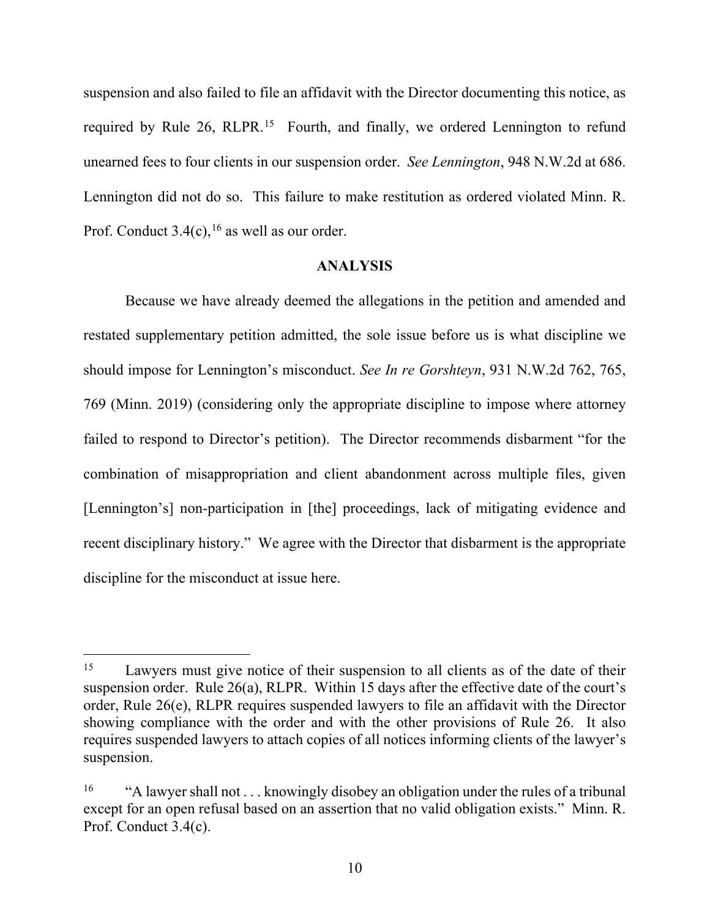suspension and also failed to file an affidavit with the Director documenting this notice, as required by Rule 26, RLPR.[15] Fourth, and finally, we ordered Lennington to refund unearned fees to four clients in our suspension order. *See Lennington*, 948 N.W.2d at 686. Lennington did not do so. This failure to make restitution as ordered violated Minn. R. Prof. Conduct 3.4(c),[16] as well as our order.

## ANALYSIS

Because we have already deemed the allegations in the petition and amended and restated supplementary petition admitted, the sole issue before us is what discipline we should impose for Lennington's misconduct. *See In re Gorshteyn*, 931 N.W.2d 762, 765, 769 (Minn. 2019) (considering only the appropriate discipline to impose where attorney failed to respond to Director's petition). The Director recommends disbarment "for the combination of misappropriation and client abandonment across multiple files, given [Lennington's] non-participation in [the] proceedings, lack of mitigating evidence and recent disciplinary history." We agree with the Director that disbarment is the appropriate discipline for the misconduct at issue here.

---

[15] Lawyers must give notice of their suspension to all clients as of the date of their suspension order. Rule 26(a), RLPR. Within 15 days after the effective date of the court's order, Rule 26(e), RLPR requires suspended lawyers to file an affidavit with the Director showing compliance with the order and with the other provisions of Rule 26. It also requires suspended lawyers to attach copies of all notices informing clients of the lawyer's suspension.

[16] "A lawyer shall not . . . knowingly disobey an obligation under the rules of a tribunal except for an open refusal based on an assertion that no valid obligation exists." Minn. R. Prof. Conduct 3.4(c).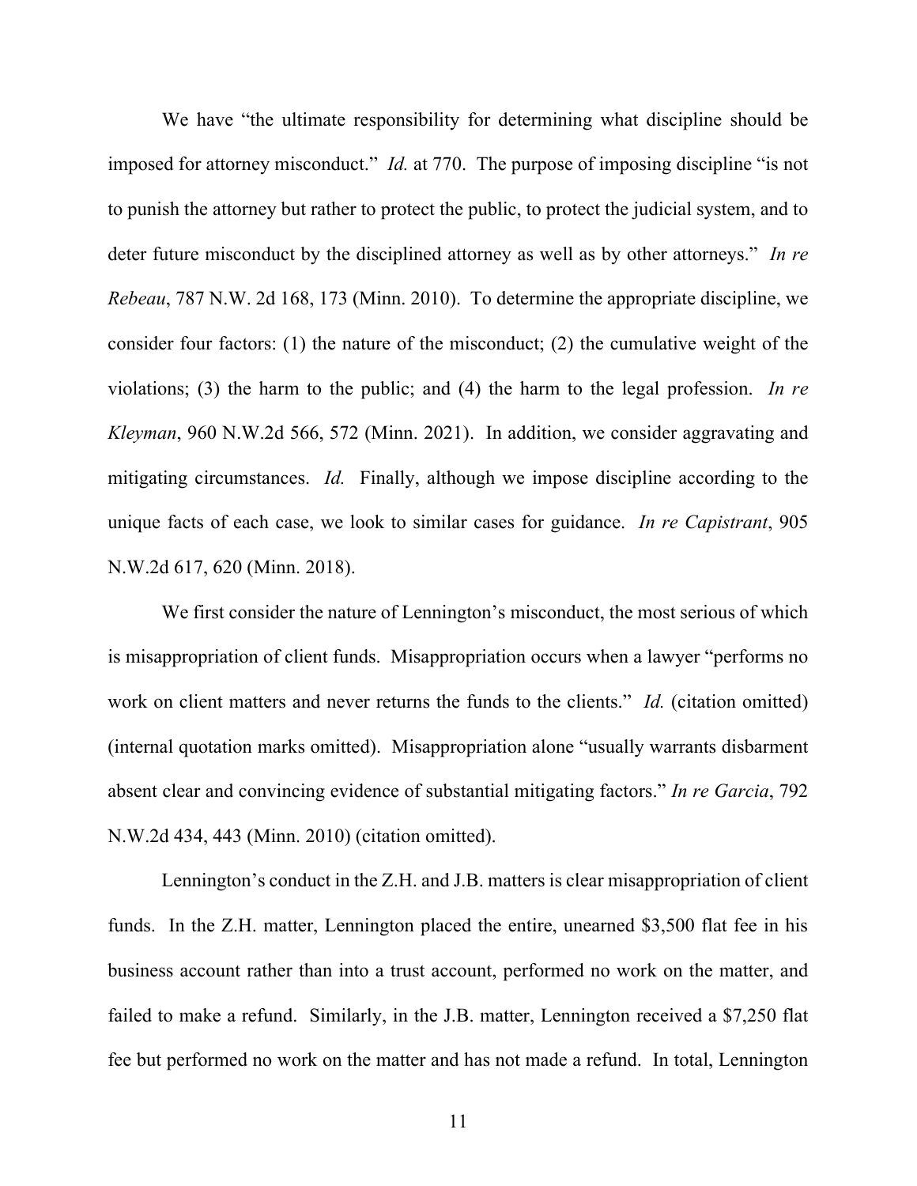We have "the ultimate responsibility for determining what discipline should be imposed for attorney misconduct." *Id.* at 770. The purpose of imposing discipline "is not to punish the attorney but rather to protect the public, to protect the judicial system, and to deter future misconduct by the disciplined attorney as well as by other attorneys." *In re Rebeau*, 787 N.W. 2d 168, 173 (Minn. 2010). To determine the appropriate discipline, we consider four factors: (1) the nature of the misconduct; (2) the cumulative weight of the violations; (3) the harm to the public; and (4) the harm to the legal profession. *In re Kleyman*, 960 N.W.2d 566, 572 (Minn. 2021). In addition, we consider aggravating and mitigating circumstances. *Id.* Finally, although we impose discipline according to the unique facts of each case, we look to similar cases for guidance. *In re Capistrant*, 905 N.W.2d 617, 620 (Minn. 2018).

We first consider the nature of Lennington's misconduct, the most serious of which is misappropriation of client funds. Misappropriation occurs when a lawyer "performs no work on client matters and never returns the funds to the clients." *Id.* (citation omitted) (internal quotation marks omitted). Misappropriation alone "usually warrants disbarment absent clear and convincing evidence of substantial mitigating factors." *In re Garcia*, 792 N.W.2d 434, 443 (Minn. 2010) (citation omitted).

Lennington's conduct in the Z.H. and J.B. matters is clear misappropriation of client funds. In the Z.H. matter, Lennington placed the entire, unearned $3,500 flat fee in his business account rather than into a trust account, performed no work on the matter, and failed to make a refund. Similarly, in the J.B. matter, Lennington received a $7,250 flat fee but performed no work on the matter and has not made a refund. In total, Lennington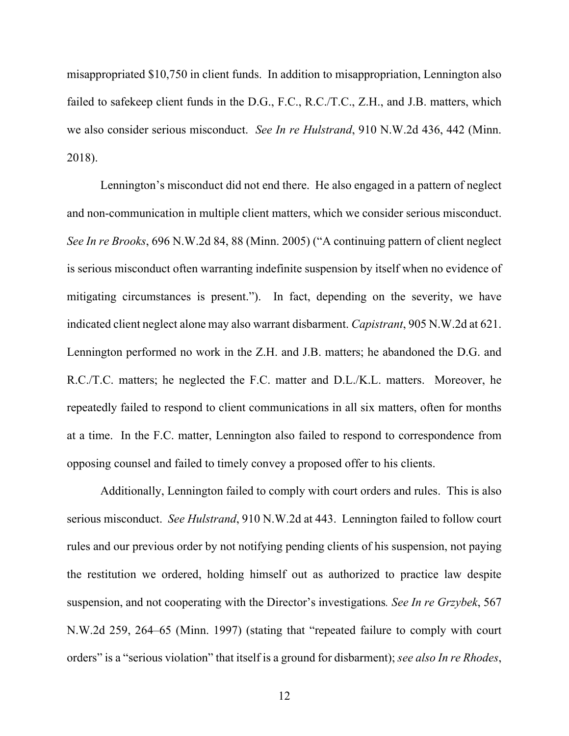misappropriated $10,750 in client funds. In addition to misappropriation, Lennington also failed to safekeep client funds in the D.G., F.C., R.C./T.C., Z.H., and J.B. matters, which we also consider serious misconduct. *See In re Hulstrand*, 910 N.W.2d 436, 442 (Minn. 2018).

Lennington's misconduct did not end there. He also engaged in a pattern of neglect and non-communication in multiple client matters, which we consider serious misconduct. *See In re Brooks*, 696 N.W.2d 84, 88 (Minn. 2005) ("A continuing pattern of client neglect is serious misconduct often warranting indefinite suspension by itself when no evidence of mitigating circumstances is present."). In fact, depending on the severity, we have indicated client neglect alone may also warrant disbarment. *Capistrant*, 905 N.W.2d at 621. Lennington performed no work in the Z.H. and J.B. matters; he abandoned the D.G. and R.C./T.C. matters; he neglected the F.C. matter and D.L./K.L. matters. Moreover, he repeatedly failed to respond to client communications in all six matters, often for months at a time. In the F.C. matter, Lennington also failed to respond to correspondence from opposing counsel and failed to timely convey a proposed offer to his clients.

Additionally, Lennington failed to comply with court orders and rules. This is also serious misconduct. *See Hulstrand*, 910 N.W.2d at 443. Lennington failed to follow court rules and our previous order by not notifying pending clients of his suspension, not paying the restitution we ordered, holding himself out as authorized to practice law despite suspension, and not cooperating with the Director's investigations*. See In re Grzybek*, 567 N.W.2d 259, 264–65 (Minn. 1997) (stating that "repeated failure to comply with court orders" is a "serious violation" that itself is a ground for disbarment); *see also In re Rhodes*,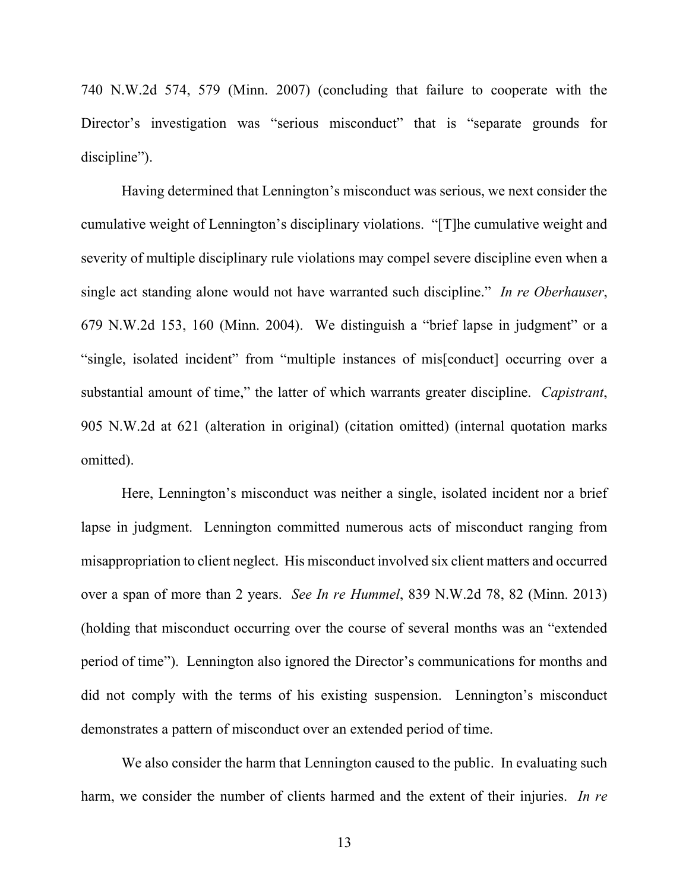740 N.W.2d 574, 579 (Minn. 2007) (concluding that failure to cooperate with the Director's investigation was "serious misconduct" that is "separate grounds for discipline").

Having determined that Lennington's misconduct was serious, we next consider the cumulative weight of Lennington's disciplinary violations. "[T]he cumulative weight and severity of multiple disciplinary rule violations may compel severe discipline even when a single act standing alone would not have warranted such discipline." *In re Oberhauser*, 679 N.W.2d 153, 160 (Minn. 2004). We distinguish a "brief lapse in judgment" or a "single, isolated incident" from "multiple instances of mis[conduct] occurring over a substantial amount of time," the latter of which warrants greater discipline. *Capistrant*, 905 N.W.2d at 621 (alteration in original) (citation omitted) (internal quotation marks omitted).

Here, Lennington's misconduct was neither a single, isolated incident nor a brief lapse in judgment. Lennington committed numerous acts of misconduct ranging from misappropriation to client neglect. His misconduct involved six client matters and occurred over a span of more than 2 years. *See In re Hummel*, 839 N.W.2d 78, 82 (Minn. 2013) (holding that misconduct occurring over the course of several months was an "extended period of time"). Lennington also ignored the Director's communications for months and did not comply with the terms of his existing suspension. Lennington's misconduct demonstrates a pattern of misconduct over an extended period of time.

We also consider the harm that Lennington caused to the public. In evaluating such harm, we consider the number of clients harmed and the extent of their injuries. *In re*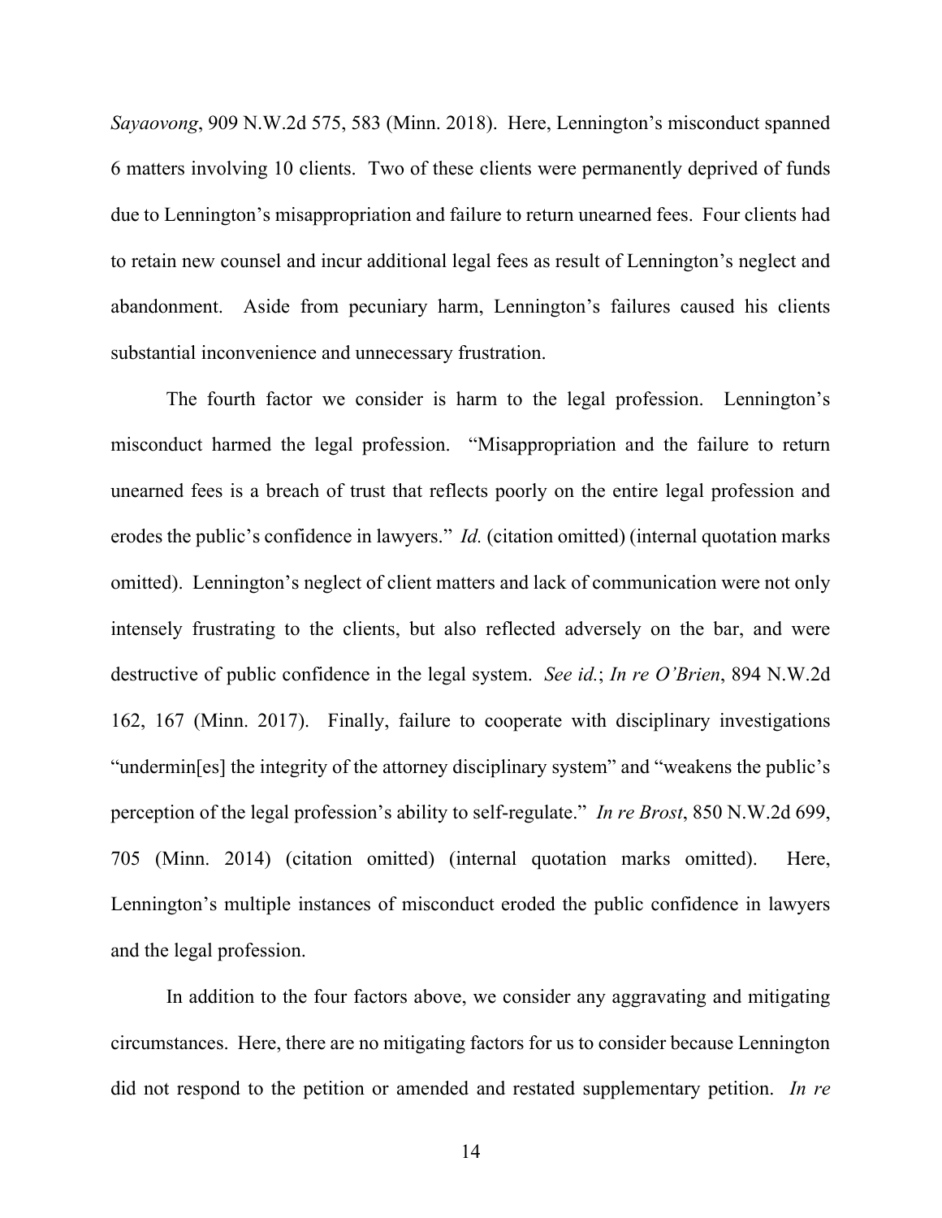*Sayaovong*, 909 N.W.2d 575, 583 (Minn. 2018). Here, Lennington's misconduct spanned 6 matters involving 10 clients. Two of these clients were permanently deprived of funds due to Lennington's misappropriation and failure to return unearned fees. Four clients had to retain new counsel and incur additional legal fees as result of Lennington's neglect and abandonment. Aside from pecuniary harm, Lennington's failures caused his clients substantial inconvenience and unnecessary frustration.

The fourth factor we consider is harm to the legal profession. Lennington's misconduct harmed the legal profession. "Misappropriation and the failure to return unearned fees is a breach of trust that reflects poorly on the entire legal profession and erodes the public's confidence in lawyers." *Id.* (citation omitted) (internal quotation marks omitted). Lennington's neglect of client matters and lack of communication were not only intensely frustrating to the clients, but also reflected adversely on the bar, and were destructive of public confidence in the legal system. *See id.*; *In re O'Brien*, 894 N.W.2d 162, 167 (Minn. 2017). Finally, failure to cooperate with disciplinary investigations "undermin[es] the integrity of the attorney disciplinary system" and "weakens the public's perception of the legal profession's ability to self-regulate." *In re Brost*, 850 N.W.2d 699, 705 (Minn. 2014) (citation omitted) (internal quotation marks omitted). Here, Lennington's multiple instances of misconduct eroded the public confidence in lawyers and the legal profession.

In addition to the four factors above, we consider any aggravating and mitigating circumstances. Here, there are no mitigating factors for us to consider because Lennington did not respond to the petition or amended and restated supplementary petition. *In re*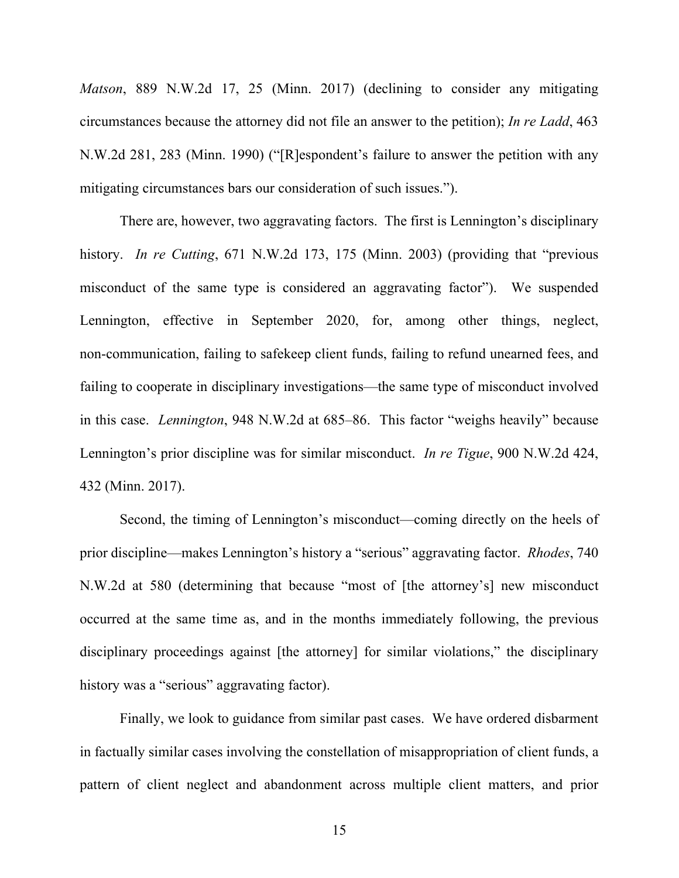*Matson*, 889 N.W.2d 17, 25 (Minn. 2017) (declining to consider any mitigating circumstances because the attorney did not file an answer to the petition); *In re Ladd*, 463 N.W.2d 281, 283 (Minn. 1990) ("[R]espondent's failure to answer the petition with any mitigating circumstances bars our consideration of such issues.").

There are, however, two aggravating factors. The first is Lennington's disciplinary history. *In re Cutting*, 671 N.W.2d 173, 175 (Minn. 2003) (providing that "previous misconduct of the same type is considered an aggravating factor"). We suspended Lennington, effective in September 2020, for, among other things, neglect, non-communication, failing to safekeep client funds, failing to refund unearned fees, and failing to cooperate in disciplinary investigations—the same type of misconduct involved in this case. *Lennington*, 948 N.W.2d at 685–86. This factor "weighs heavily" because Lennington's prior discipline was for similar misconduct. *In re Tigue*, 900 N.W.2d 424, 432 (Minn. 2017).

Second, the timing of Lennington's misconduct—coming directly on the heels of prior discipline—makes Lennington's history a "serious" aggravating factor. *Rhodes*, 740 N.W.2d at 580 (determining that because "most of [the attorney's] new misconduct occurred at the same time as, and in the months immediately following, the previous disciplinary proceedings against [the attorney] for similar violations," the disciplinary history was a "serious" aggravating factor).

Finally, we look to guidance from similar past cases. We have ordered disbarment in factually similar cases involving the constellation of misappropriation of client funds, a pattern of client neglect and abandonment across multiple client matters, and prior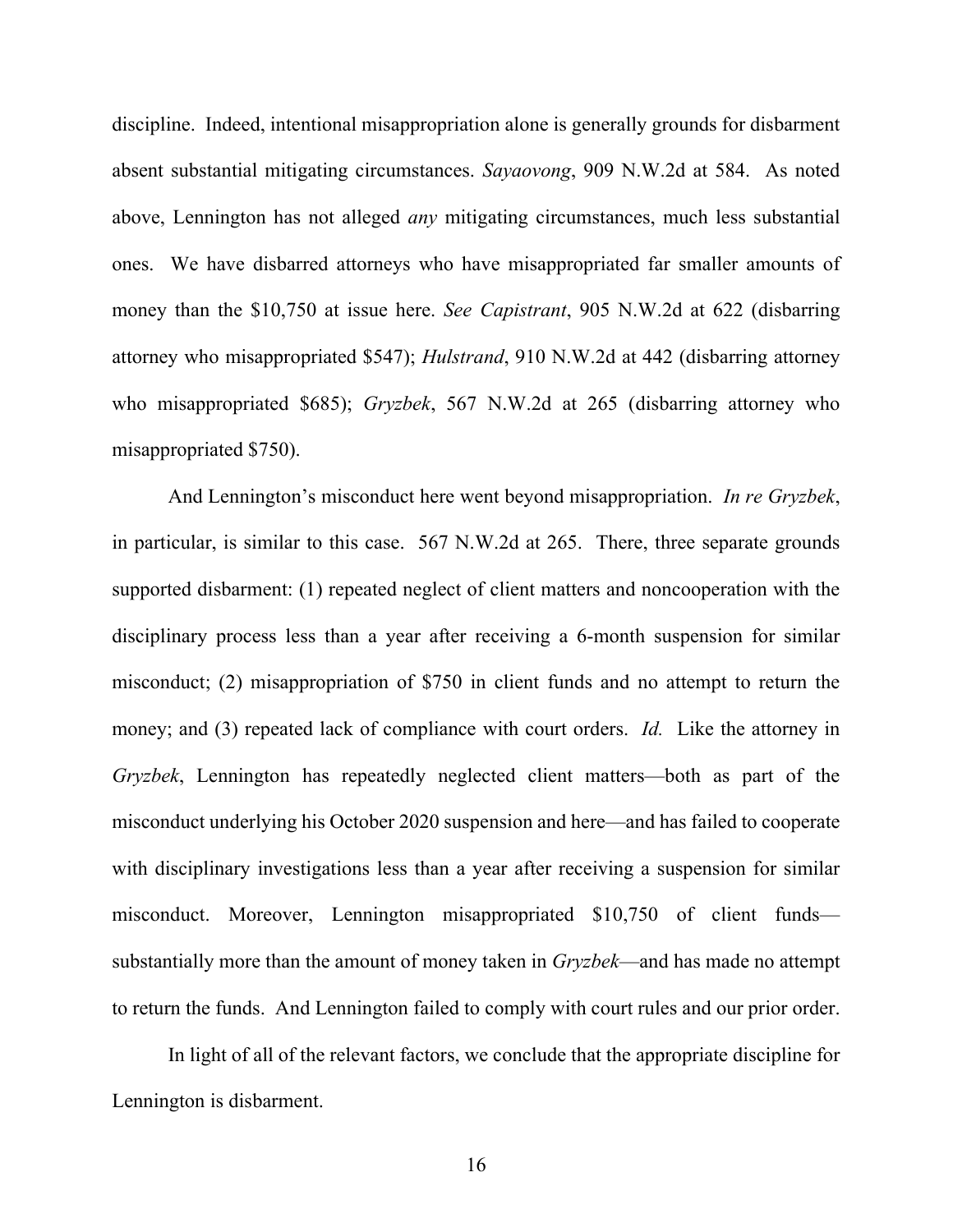discipline. Indeed, intentional misappropriation alone is generally grounds for disbarment absent substantial mitigating circumstances. *Sayaovong*, 909 N.W.2d at 584. As noted above, Lennington has not alleged *any* mitigating circumstances, much less substantial ones. We have disbarred attorneys who have misappropriated far smaller amounts of money than the $10,750 at issue here. *See Capistrant*, 905 N.W.2d at 622 (disbarring attorney who misappropriated $547); *Hulstrand*, 910 N.W.2d at 442 (disbarring attorney who misappropriated $685); *Gryzbek*, 567 N.W.2d at 265 (disbarring attorney who misappropriated $750).

And Lennington's misconduct here went beyond misappropriation. *In re Gryzbek*, in particular, is similar to this case. 567 N.W.2d at 265. There, three separate grounds supported disbarment: (1) repeated neglect of client matters and noncooperation with the disciplinary process less than a year after receiving a 6-month suspension for similar misconduct; (2) misappropriation of $750 in client funds and no attempt to return the money; and (3) repeated lack of compliance with court orders. *Id.* Like the attorney in *Gryzbek*, Lennington has repeatedly neglected client matters—both as part of the misconduct underlying his October 2020 suspension and here—and has failed to cooperate with disciplinary investigations less than a year after receiving a suspension for similar misconduct. Moreover, Lennington misappropriated $10,750 of client funds—substantially more than the amount of money taken in *Gryzbek*—and has made no attempt to return the funds. And Lennington failed to comply with court rules and our prior order.

In light of all of the relevant factors, we conclude that the appropriate discipline for Lennington is disbarment.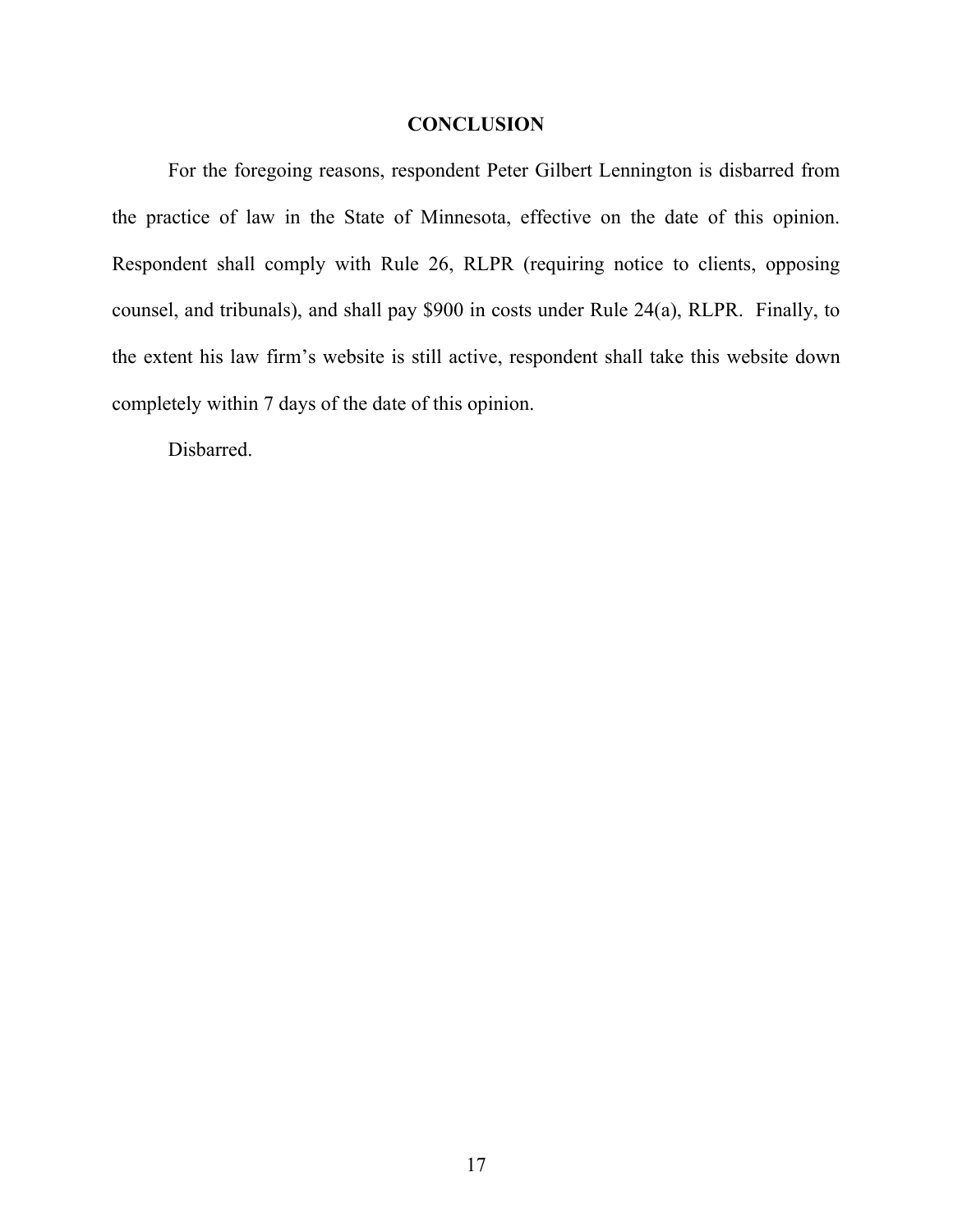## CONCLUSION

For the foregoing reasons, respondent Peter Gilbert Lennington is disbarred from the practice of law in the State of Minnesota, effective on the date of this opinion. Respondent shall comply with Rule 26, RLPR (requiring notice to clients, opposing counsel, and tribunals), and shall pay $900 in costs under Rule 24(a), RLPR. Finally, to the extent his law firm's website is still active, respondent shall take this website down completely within 7 days of the date of this opinion.

Disbarred.